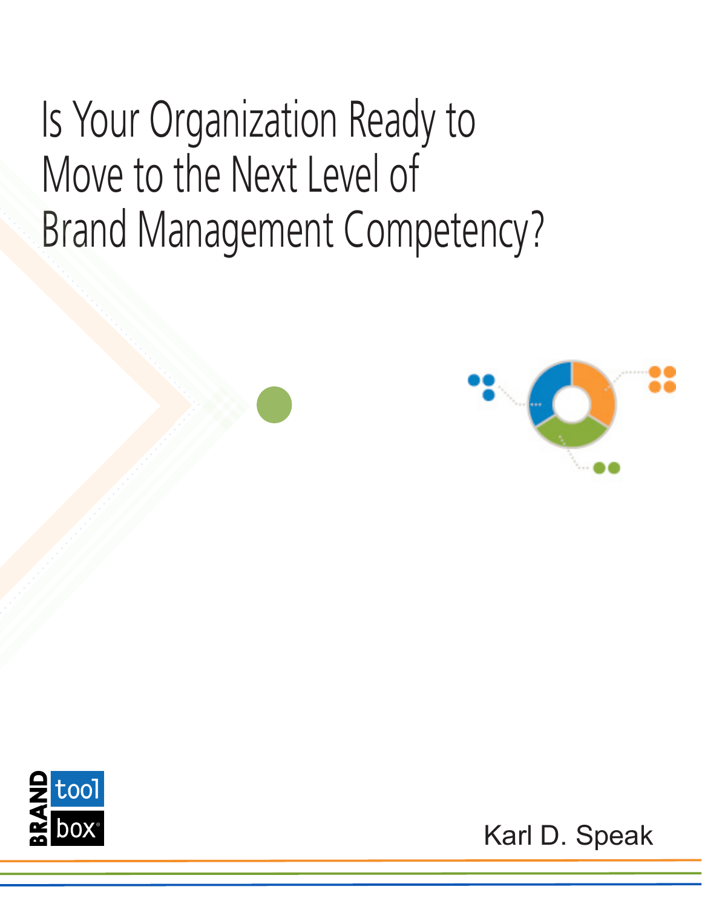# Is Your Organization Ready to Move to the Next Level of Brand Management Competency?

BRAND toolbox®

Karl D. Speak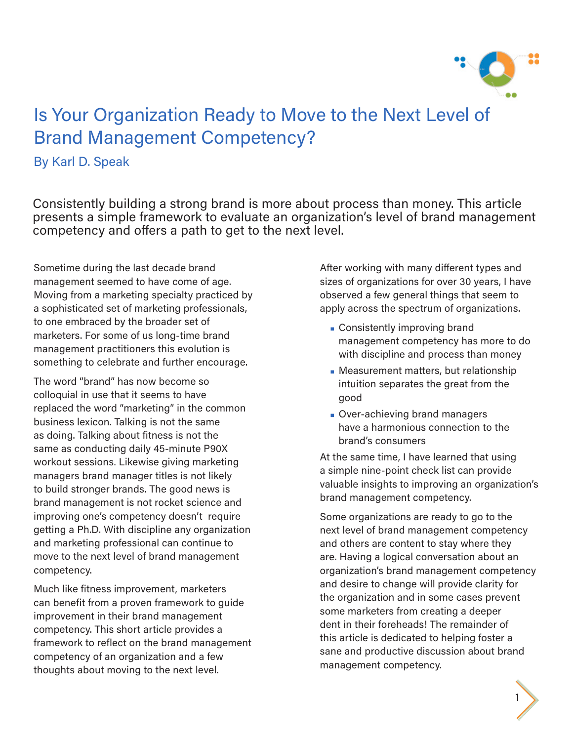# Is Your Organization Ready to Move to the Next Level of Brand Management Competency?

By Karl D. Speak

Consistently building a strong brand is more about process than money. This article presents a simple framework to evaluate an organization's level of brand management competency and offers a path to get to the next level.

Sometime during the last decade brand management seemed to have come of age. Moving from a marketing specialty practiced by a sophisticated set of marketing professionals, to one embraced by the broader set of marketers. For some of us long-time brand management practitioners this evolution is something to celebrate and further encourage.

The word "brand" has now become so colloquial in use that it seems to have replaced the word "marketing" in the common business lexicon. Talking is not the same as doing. Talking about fitness is not the same as conducting daily 45-minute P90X workout sessions. Likewise giving marketing managers brand manager titles is not likely to build stronger brands. The good news is brand management is not rocket science and improving one's competency doesn't require getting a Ph.D. With discipline any organization and marketing professional can continue to move to the next level of brand management competency.

Much like fitness improvement, marketers can benefit from a proven framework to guide improvement in their brand management competency. This short article provides a framework to reflect on the brand management competency of an organization and a few thoughts about moving to the next level.

After working with many different types and sizes of organizations for over 30 years, I have observed a few general things that seem to apply across the spectrum of organizations.

- Consistently improving brand management competency has more to do with discipline and process than money
- Measurement matters, but relationship intuition separates the great from the good
- Over-achieving brand managers have a harmonious connection to the brand's consumers

At the same time, I have learned that using a simple nine-point check list can provide valuable insights to improving an organization's brand management competency.

Some organizations are ready to go to the next level of brand management competency and others are content to stay where they are. Having a logical conversation about an organization's brand management competency and desire to change will provide clarity for the organization and in some cases prevent some marketers from creating a deeper dent in their foreheads! The remainder of this article is dedicated to helping foster a sane and productive discussion about brand management competency.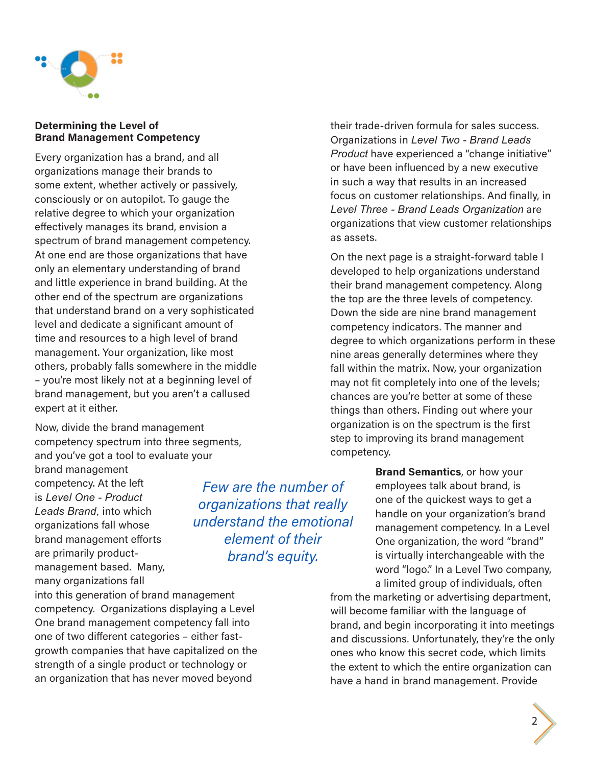## Determining the Level of Brand Management Competency

Every organization has a brand, and all organizations manage their brands to some extent, whether actively or passively, consciously or on autopilot. To gauge the relative degree to which your organization effectively manages its brand, envision a spectrum of brand management competency. At one end are those organizations that have only an elementary understanding of brand and little experience in brand building. At the other end of the spectrum are organizations that understand brand on a very sophisticated level and dedicate a significant amount of time and resources to a high level of brand management. Your organization, like most others, probably falls somewhere in the middle – you're most likely not at a beginning level of brand management, but you aren't a callused expert at it either.

Now, divide the brand management competency spectrum into three segments, and you've got a tool to evaluate your brand management competency. At the left is *Level One - Product Leads Brand*, into which organizations fall whose brand management efforts are primarily product-management based. Many, many organizations fall into this generation of brand management competency. Organizations displaying a Level One brand management competency fall into one of two different categories – either fast-growth companies that have capitalized on the strength of a single product or technology or an organization that has never moved beyond their trade-driven formula for sales success. Organizations in *Level Two - Brand Leads Product* have experienced a "change initiative" or have been influenced by a new executive in such a way that results in an increased focus on customer relationships. And finally, in *Level Three - Brand Leads Organization* are organizations that view customer relationships as assets.

*Few are the number of organizations that really understand the emotional element of their brand's equity.*

On the next page is a straight-forward table I developed to help organizations understand their brand management competency. Along the top are the three levels of competency. Down the side are nine brand management competency indicators. The manner and degree to which organizations perform in these nine areas generally determines where they fall within the matrix. Now, your organization may not fit completely into one of the levels; chances are you're better at some of these things than others. Finding out where your organization is on the spectrum is the first step to improving its brand management competency.

**Brand Semantics**, or how your employees talk about brand, is one of the quickest ways to get a handle on your organization's brand management competency. In a Level One organization, the word "brand" is virtually interchangeable with the word "logo." In a Level Two company, a limited group of individuals, often from the marketing or advertising department, will become familiar with the language of brand, and begin incorporating it into meetings and discussions. Unfortunately, they're the only ones who know this secret code, which limits the extent to which the entire organization can have a hand in brand management. Provide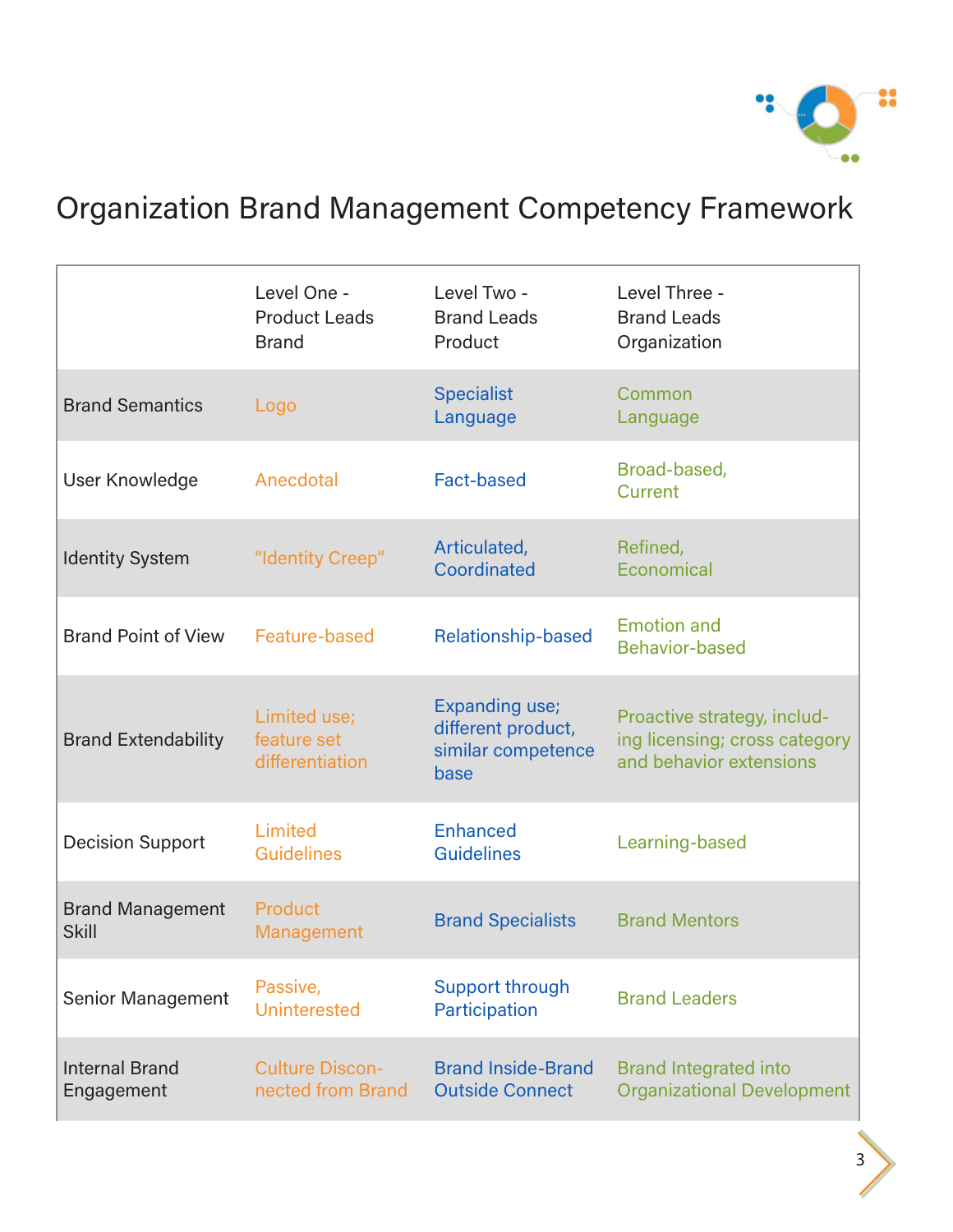# Organization Brand Management Competency Framework

| | Level One - Product Leads Brand | Level Two - Brand Leads Product | Level Three - Brand Leads Organization |
|---|---|---|---|
| Brand Semantics | Logo | Specialist Language | Common Language |
| User Knowledge | Anecdotal | Fact-based | Broad-based, Current |
| Identity System | "Identity Creep" | Articulated, Coordinated | Refined, Economical |
| Brand Point of View | Feature-based | Relationship-based | Emotion and Behavior-based |
| Brand Extendability | Limited use; feature set differentiation | Expanding use; different product, similar competence base | Proactive strategy, including licensing; cross category and behavior extensions |
| Decision Support | Limited Guidelines | Enhanced Guidelines | Learning-based |
| Brand Management Skill | Product Management | Brand Specialists | Brand Mentors |
| Senior Management | Passive, Uninterested | Support through Participation | Brand Leaders |
| Internal Brand Engagement | Culture Disconnected from Brand | Brand Inside-Brand Outside Connect | Brand Integrated into Organizational Development |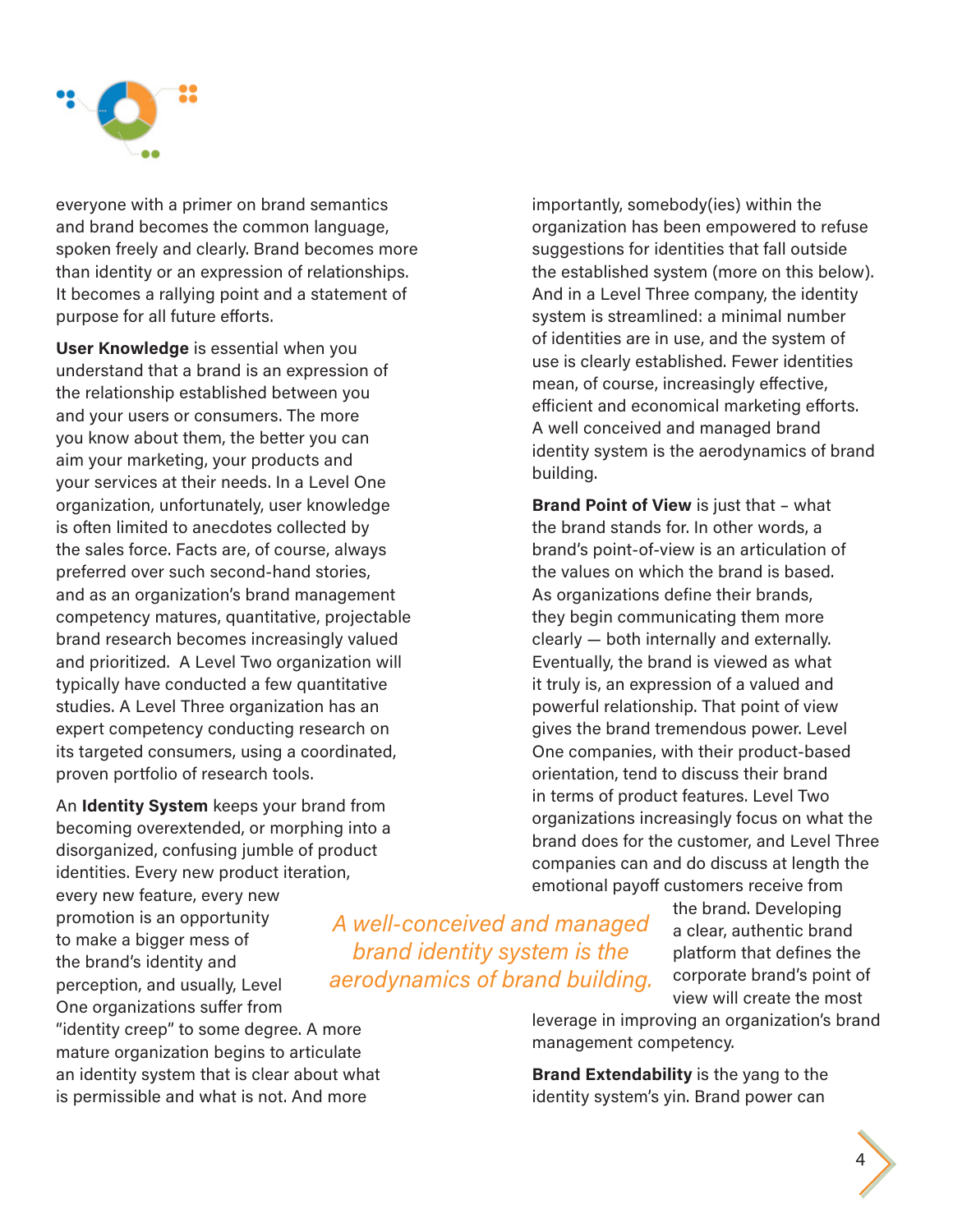everyone with a primer on brand semantics and brand becomes the common language, spoken freely and clearly. Brand becomes more than identity or an expression of relationships. It becomes a rallying point and a statement of purpose for all future efforts.

**User Knowledge** is essential when you understand that a brand is an expression of the relationship established between you and your users or consumers. The more you know about them, the better you can aim your marketing, your products and your services at their needs. In a Level One organization, unfortunately, user knowledge is often limited to anecdotes collected by the sales force. Facts are, of course, always preferred over such second-hand stories, and as an organization's brand management competency matures, quantitative, projectable brand research becomes increasingly valued and prioritized. A Level Two organization will typically have conducted a few quantitative studies. A Level Three organization has an expert competency conducting research on its targeted consumers, using a coordinated, proven portfolio of research tools.

An **Identity System** keeps your brand from becoming overextended, or morphing into a disorganized, confusing jumble of product identities. Every new product iteration, every new feature, every new promotion is an opportunity to make a bigger mess of the brand's identity and perception, and usually, Level One organizations suffer from "identity creep" to some degree. A more mature organization begins to articulate an identity system that is clear about what is permissible and what is not. And more importantly, somebody(ies) within the organization has been empowered to refuse suggestions for identities that fall outside the established system (more on this below). And in a Level Three company, the identity system is streamlined: a minimal number of identities are in use, and the system of use is clearly established. Fewer identities mean, of course, increasingly effective, efficient and economical marketing efforts. A well conceived and managed brand identity system is the aerodynamics of brand building.

*A well-conceived and managed brand identity system is the aerodynamics of brand building.*

**Brand Point of View** is just that – what the brand stands for. In other words, a brand's point-of-view is an articulation of the values on which the brand is based. As organizations define their brands, they begin communicating them more clearly — both internally and externally. Eventually, the brand is viewed as what it truly is, an expression of a valued and powerful relationship. That point of view gives the brand tremendous power. Level One companies, with their product-based orientation, tend to discuss their brand in terms of product features. Level Two organizations increasingly focus on what the brand does for the customer, and Level Three companies can and do discuss at length the emotional payoff customers receive from the brand. Developing a clear, authentic brand platform that defines the corporate brand's point of view will create the most leverage in improving an organization's brand management competency.

**Brand Extendability** is the yang to the identity system's yin. Brand power can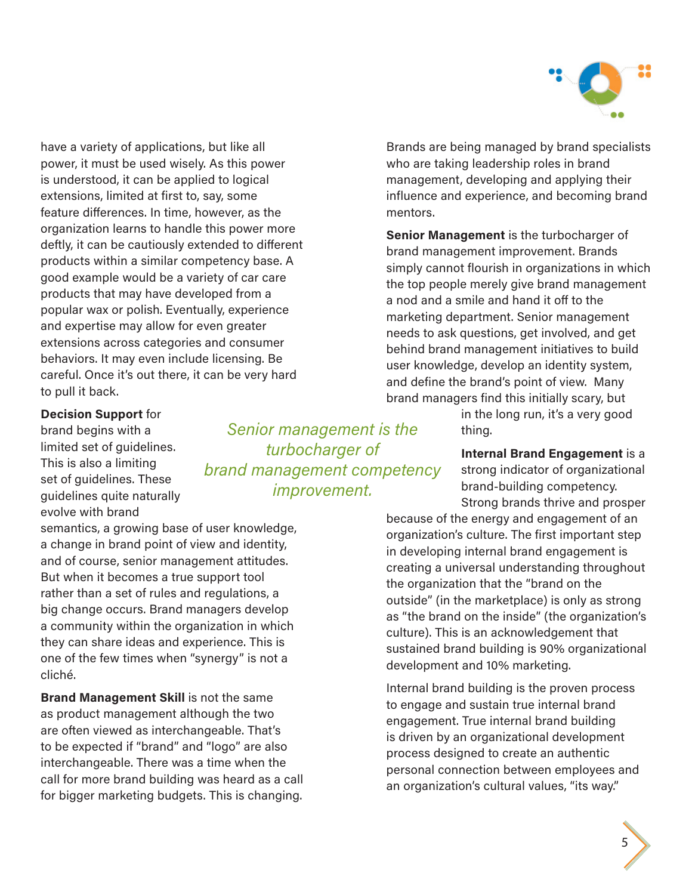have a variety of applications, but like all power, it must be used wisely. As this power is understood, it can be applied to logical extensions, limited at first to, say, some feature differences. In time, however, as the organization learns to handle this power more deftly, it can be cautiously extended to different products within a similar competency base. A good example would be a variety of car care products that may have developed from a popular wax or polish. Eventually, experience and expertise may allow for even greater extensions across categories and consumer behaviors. It may even include licensing. Be careful. Once it's out there, it can be very hard to pull it back.

**Decision Support** for brand begins with a limited set of guidelines. This is also a limiting set of guidelines. These guidelines quite naturally evolve with brand semantics, a growing base of user knowledge, a change in brand point of view and identity, and of course, senior management attitudes. But when it becomes a true support tool rather than a set of rules and regulations, a big change occurs. Brand managers develop a community within the organization in which they can share ideas and experience. This is one of the few times when "synergy" is not a cliché.

*Senior management is the turbocharger of brand management competency improvement.*

**Brand Management Skill** is not the same as product management although the two are often viewed as interchangeable. That's to be expected if "brand" and "logo" are also interchangeable. There was a time when the call for more brand building was heard as a call for bigger marketing budgets. This is changing. Brands are being managed by brand specialists who are taking leadership roles in brand management, developing and applying their influence and experience, and becoming brand mentors.

**Senior Management** is the turbocharger of brand management improvement. Brands simply cannot flourish in organizations in which the top people merely give brand management a nod and a smile and hand it off to the marketing department. Senior management needs to ask questions, get involved, and get behind brand management initiatives to build user knowledge, develop an identity system, and define the brand's point of view. Many brand managers find this initially scary, but in the long run, it's a very good thing.

**Internal Brand Engagement** is a strong indicator of organizational brand-building competency. Strong brands thrive and prosper because of the energy and engagement of an organization's culture. The first important step in developing internal brand engagement is creating a universal understanding throughout the organization that the "brand on the outside" (in the marketplace) is only as strong as "the brand on the inside" (the organization's culture). This is an acknowledgement that sustained brand building is 90% organizational development and 10% marketing.

Internal brand building is the proven process to engage and sustain true internal brand engagement. True internal brand building is driven by an organizational development process designed to create an authentic personal connection between employees and an organization's cultural values, "its way."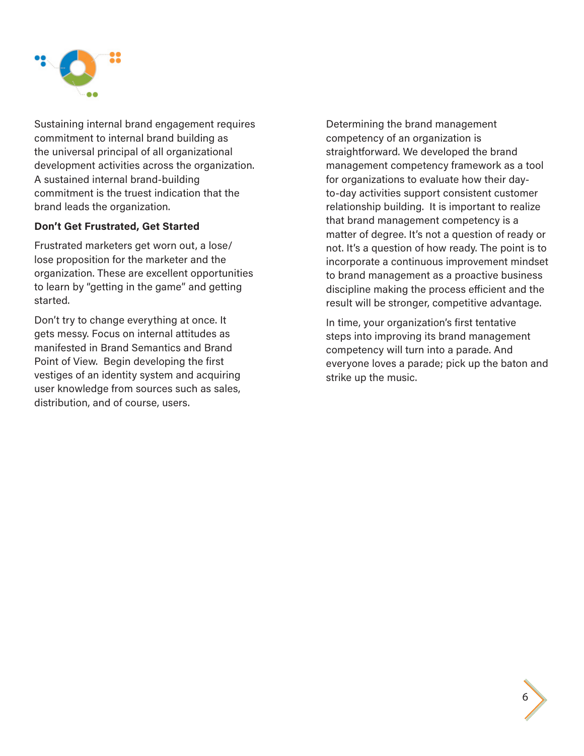Sustaining internal brand engagement requires commitment to internal brand building as the universal principal of all organizational development activities across the organization. A sustained internal brand-building commitment is the truest indication that the brand leads the organization.

**Don't Get Frustrated, Get Started**

Frustrated marketers get worn out, a lose/lose proposition for the marketer and the organization. These are excellent opportunities to learn by "getting in the game" and getting started.

Don't try to change everything at once. It gets messy. Focus on internal attitudes as manifested in Brand Semantics and Brand Point of View. Begin developing the first vestiges of an identity system and acquiring user knowledge from sources such as sales, distribution, and of course, users.

Determining the brand management competency of an organization is straightforward. We developed the brand management competency framework as a tool for organizations to evaluate how their day-to-day activities support consistent customer relationship building. It is important to realize that brand management competency is a matter of degree. It's not a question of ready or not. It's a question of how ready. The point is to incorporate a continuous improvement mindset to brand management as a proactive business discipline making the process efficient and the result will be stronger, competitive advantage.

In time, your organization's first tentative steps into improving its brand management competency will turn into a parade. And everyone loves a parade; pick up the baton and strike up the music.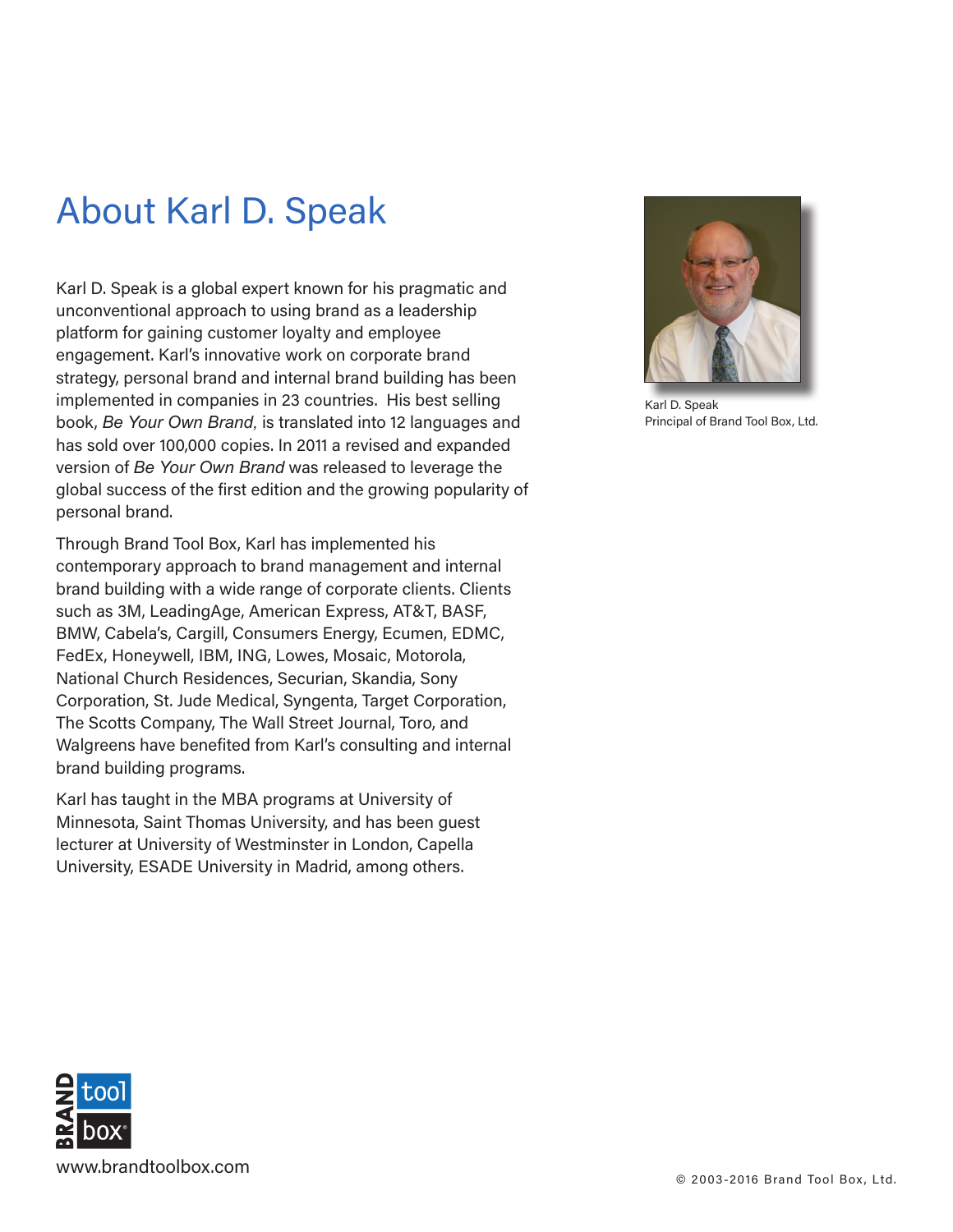# About Karl D. Speak

Karl D. Speak is a global expert known for his pragmatic and unconventional approach to using brand as a leadership platform for gaining customer loyalty and employee engagement. Karl's innovative work on corporate brand strategy, personal brand and internal brand building has been implemented in companies in 23 countries. His best selling book, *Be Your Own Brand*, is translated into 12 languages and has sold over 100,000 copies. In 2011 a revised and expanded version of *Be Your Own Brand* was released to leverage the global success of the first edition and the growing popularity of personal brand.

Through Brand Tool Box, Karl has implemented his contemporary approach to brand management and internal brand building with a wide range of corporate clients. Clients such as 3M, LeadingAge, American Express, AT&T, BASF, BMW, Cabela's, Cargill, Consumers Energy, Ecumen, EDMC, FedEx, Honeywell, IBM, ING, Lowes, Mosaic, Motorola, National Church Residences, Securian, Skandia, Sony Corporation, St. Jude Medical, Syngenta, Target Corporation, The Scotts Company, The Wall Street Journal, Toro, and Walgreens have benefited from Karl's consulting and internal brand building programs.

Karl has taught in the MBA programs at University of Minnesota, Saint Thomas University, and has been guest lecturer at University of Westminster in London, Capella University, ESADE University in Madrid, among others.

Karl D. Speak
Principal of Brand Tool Box, Ltd.

BRAND tool box®

www.brandtoolbox.com

© 2003-2016 Brand Tool Box, Ltd.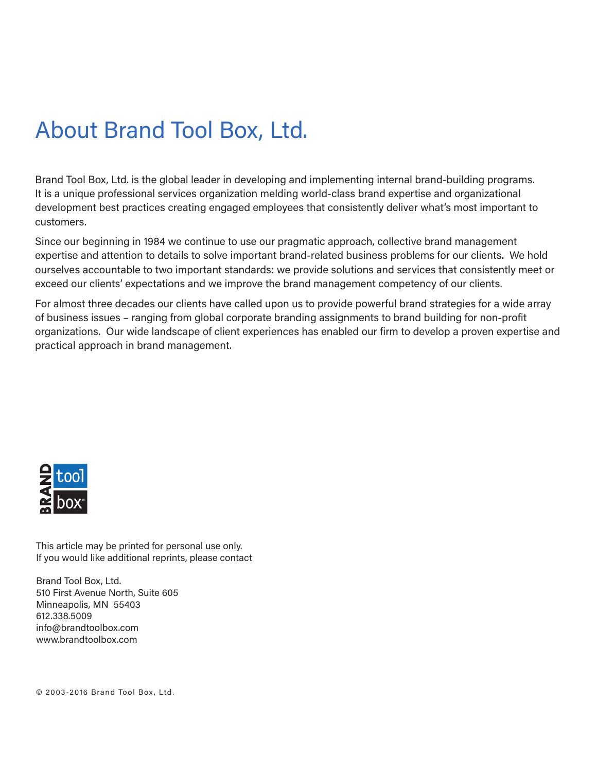# About Brand Tool Box, Ltd.

Brand Tool Box, Ltd. is the global leader in developing and implementing internal brand-building programs. It is a unique professional services organization melding world-class brand expertise and organizational development best practices creating engaged employees that consistently deliver what's most important to customers.

Since our beginning in 1984 we continue to use our pragmatic approach, collective brand management expertise and attention to details to solve important brand-related business problems for our clients. We hold ourselves accountable to two important standards: we provide solutions and services that consistently meet or exceed our clients' expectations and we improve the brand management competency of our clients.

For almost three decades our clients have called upon us to provide powerful brand strategies for a wide array of business issues – ranging from global corporate branding assignments to brand building for non-profit organizations. Our wide landscape of client experiences has enabled our firm to develop a proven expertise and practical approach in brand management.

BRAND tool box®

This article may be printed for personal use only.
If you would like additional reprints, please contact

Brand Tool Box, Ltd.
510 First Avenue North, Suite 605
Minneapolis, MN 55403
612.338.5009
info@brandtoolbox.com
www.brandtoolbox.com

© 2003-2016 Brand Tool Box, Ltd.